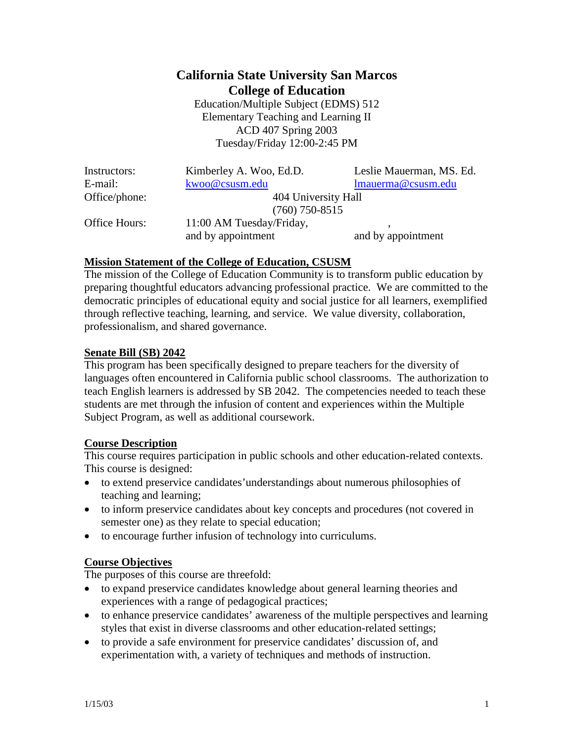# California State University San Marcos
## College of Education

Education/Multiple Subject (EDMS) 512
Elementary Teaching and Learning II
ACD 407 Spring 2003
Tuesday/Friday 12:00-2:45 PM

| | | |
|---|---|---|
| Instructors: | Kimberley A. Woo, Ed.D. | Leslie Mauerman, MS. Ed. |
| E-mail: | kwoo@csusm.edu | lmauerma@csusm.edu |
| Office/phone: | 404 University Hall (760) 750-8515 | |
| Office Hours: | 11:00 AM Tuesday/Friday, and by appointment | , and by appointment |

**Mission Statement of the College of Education, CSUSM**

The mission of the College of Education Community is to transform public education by preparing thoughtful educators advancing professional practice. We are committed to the democratic principles of educational equity and social justice for all learners, exemplified through reflective teaching, learning, and service. We value diversity, collaboration, professionalism, and shared governance.

**Senate Bill (SB) 2042**

This program has been specifically designed to prepare teachers for the diversity of languages often encountered in California public school classrooms. The authorization to teach English learners is addressed by SB 2042. The competencies needed to teach these students are met through the infusion of content and experiences within the Multiple Subject Program, as well as additional coursework.

**Course Description**

This course requires participation in public schools and other education-related contexts. This course is designed:

- to extend preservice candidates'understandings about numerous philosophies of teaching and learning;
- to inform preservice candidates about key concepts and procedures (not covered in semester one) as they relate to special education;
- to encourage further infusion of technology into curriculums.

**Course Objectives**

The purposes of this course are threefold:

- to expand preservice candidates knowledge about general learning theories and experiences with a range of pedagogical practices;
- to enhance preservice candidates' awareness of the multiple perspectives and learning styles that exist in diverse classrooms and other education-related settings;
- to provide a safe environment for preservice candidates' discussion of, and experimentation with, a variety of techniques and methods of instruction.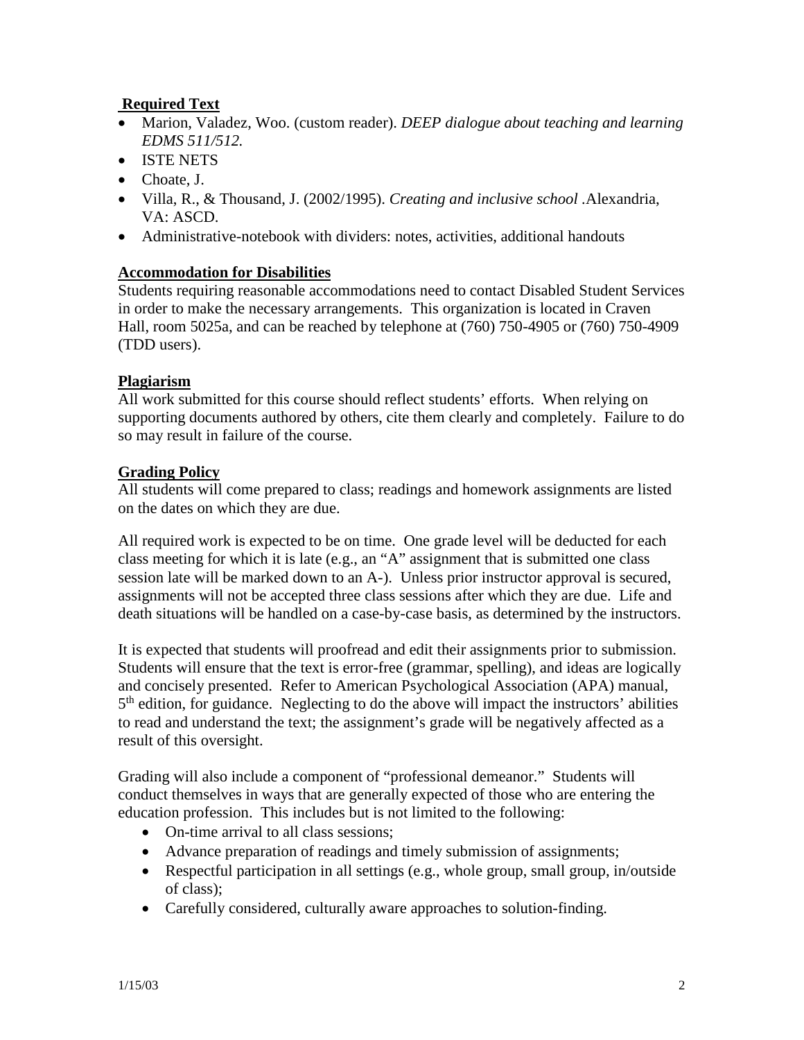## Required Text

- Marion, Valadez, Woo. (custom reader). *DEEP dialogue about teaching and learning EDMS 511/512.*
- ISTE NETS
- Choate, J.
- Villa, R., & Thousand, J. (2002/1995). *Creating and inclusive school* .Alexandria, VA: ASCD.
- Administrative-notebook with dividers: notes, activities, additional handouts

## Accommodation for Disabilities

Students requiring reasonable accommodations need to contact Disabled Student Services in order to make the necessary arrangements. This organization is located in Craven Hall, room 5025a, and can be reached by telephone at (760) 750-4905 or (760) 750-4909 (TDD users).

## Plagiarism

All work submitted for this course should reflect students' efforts. When relying on supporting documents authored by others, cite them clearly and completely. Failure to do so may result in failure of the course.

## Grading Policy

All students will come prepared to class; readings and homework assignments are listed on the dates on which they are due.

All required work is expected to be on time. One grade level will be deducted for each class meeting for which it is late (e.g., an "A" assignment that is submitted one class session late will be marked down to an A-). Unless prior instructor approval is secured, assignments will not be accepted three class sessions after which they are due. Life and death situations will be handled on a case-by-case basis, as determined by the instructors.

It is expected that students will proofread and edit their assignments prior to submission. Students will ensure that the text is error-free (grammar, spelling), and ideas are logically and concisely presented. Refer to American Psychological Association (APA) manual, 5th edition, for guidance. Neglecting to do the above will impact the instructors' abilities to read and understand the text; the assignment's grade will be negatively affected as a result of this oversight.

Grading will also include a component of "professional demeanor." Students will conduct themselves in ways that are generally expected of those who are entering the education profession. This includes but is not limited to the following:

- On-time arrival to all class sessions;
- Advance preparation of readings and timely submission of assignments;
- Respectful participation in all settings (e.g., whole group, small group, in/outside of class);
- Carefully considered, culturally aware approaches to solution-finding.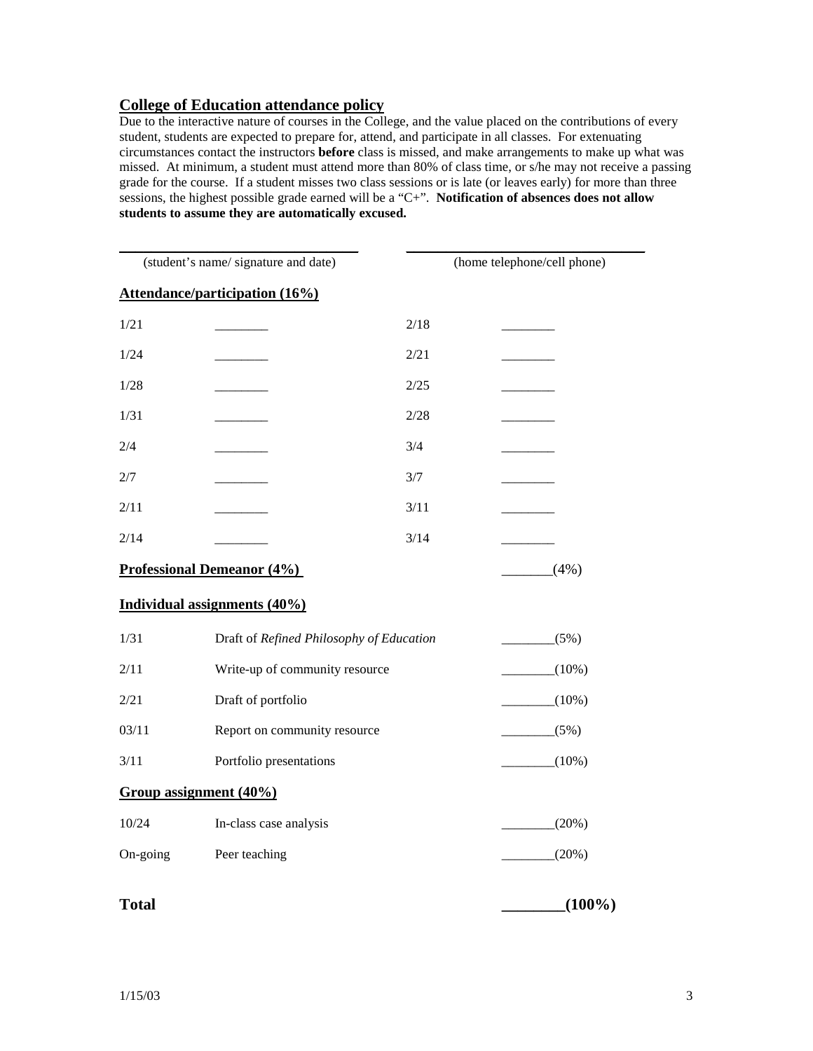## College of Education attendance policy

Due to the interactive nature of courses in the College, and the value placed on the contributions of every student, students are expected to prepare for, attend, and participate in all classes. For extenuating circumstances contact the instructors **before** class is missed, and make arrangements to make up what was missed. At minimum, a student must attend more than 80% of class time, or s/he may not receive a passing grade for the course. If a student misses two class sessions or is late (or leaves early) for more than three sessions, the highest possible grade earned will be a "C+". **Notification of absences does not allow students to assume they are automatically excused.**

________________________________ (student's name/ signature and date)

________________________________ (home telephone/cell phone)

### Attendance/participation (16%)

| | | | |
|---|---|---|---|
| 1/21 | ________ | 2/18 | ________ |
| 1/24 | ________ | 2/21 | ________ |
| 1/28 | ________ | 2/25 | ________ |
| 1/31 | ________ | 2/28 | ________ |
| 2/4 | ________ | 3/4 | ________ |
| 2/7 | ________ | 3/7 | ________ |
| 2/11 | ________ | 3/11 | ________ |
| 2/14 | ________ | 3/14 | ________ |

### Professional Demeanor (4%)

________(4%)

### Individual assignments (40%)

| | | |
|---|---|---|
| 1/31 | Draft of *Refined Philosophy of Education* | ________(5%) |
| 2/11 | Write-up of community resource | ________(10%) |
| 2/21 | Draft of portfolio | ________(10%) |
| 03/11 | Report on community resource | ________(5%) |
| 3/11 | Portfolio presentations | ________(10%) |

### Group assignment (40%)

| | | |
|---|---|---|
| 10/24 | In-class case analysis | ________(20%) |
| On-going | Peer teaching | ________(20%) |

**Total** **________(100%)**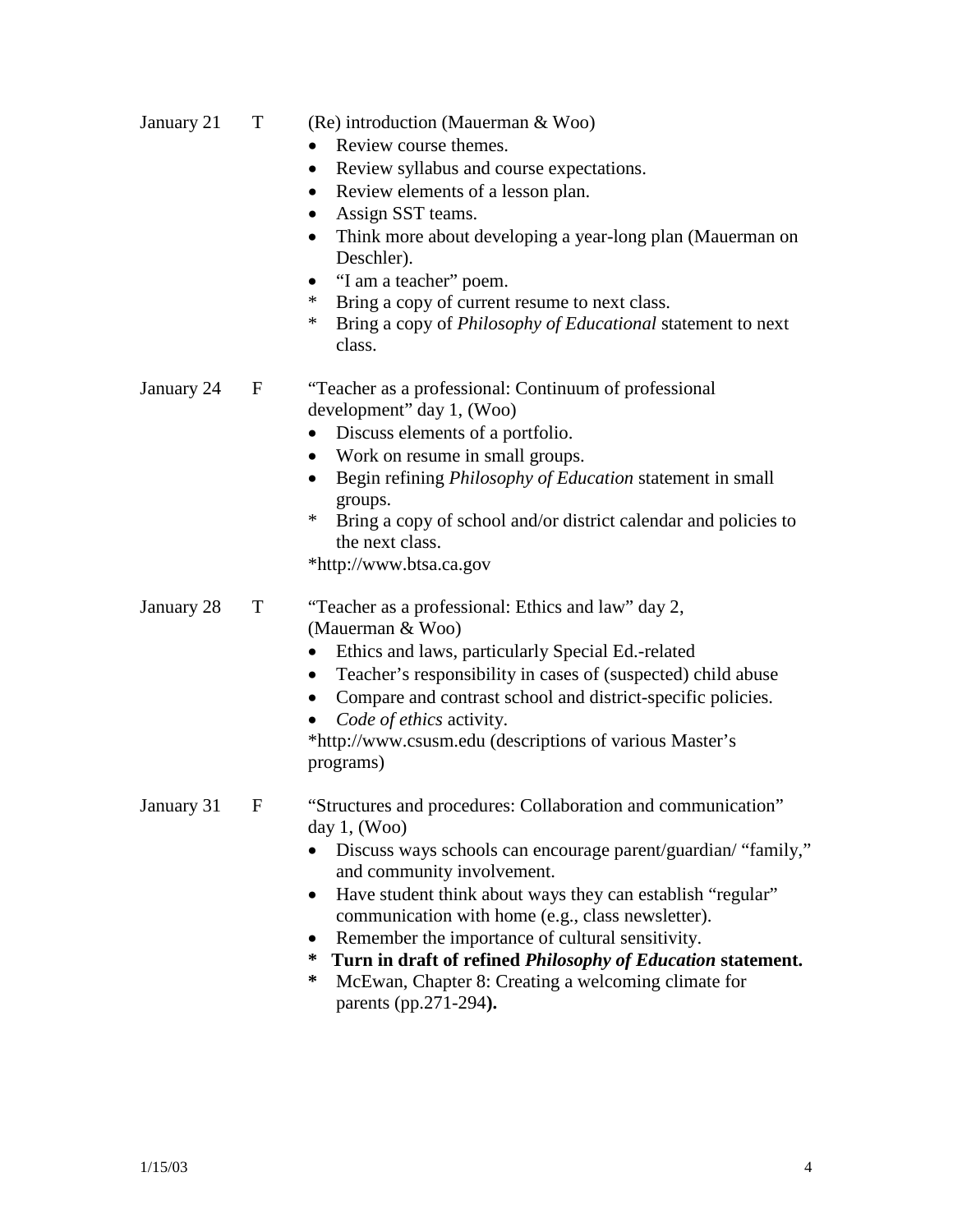January 21 T (Re) introduction (Mauerman & Woo)

- Review course themes.
- Review syllabus and course expectations.
- Review elements of a lesson plan.
- Assign SST teams.
- Think more about developing a year-long plan (Mauerman on Deschler).
- "I am a teacher" poem.

\* Bring a copy of current resume to next class.
\* Bring a copy of *Philosophy of Educational* statement to next class.

January 24 F "Teacher as a professional: Continuum of professional development" day 1, (Woo)

- Discuss elements of a portfolio.
- Work on resume in small groups.
- Begin refining *Philosophy of Education* statement in small groups.

\* Bring a copy of school and/or district calendar and policies to the next class.

*http://www.btsa.ca.gov

January 28 T "Teacher as a professional: Ethics and law" day 2, (Mauerman & Woo)

- Ethics and laws, particularly Special Ed.-related
- Teacher's responsibility in cases of (suspected) child abuse
- Compare and contrast school and district-specific policies.
- *Code of ethics* activity.

*http://www.csusm.edu (descriptions of various Master's programs)

January 31 F "Structures and procedures: Collaboration and communication" day 1, (Woo)

- Discuss ways schools can encourage parent/guardian/ "family," and community involvement.
- Have student think about ways they can establish "regular" communication with home (e.g., class newsletter).
- Remember the importance of cultural sensitivity.

\* **Turn in draft of refined *Philosophy of Education* statement.**
\* McEwan, Chapter 8: Creating a welcoming climate for parents (pp.271-294**).**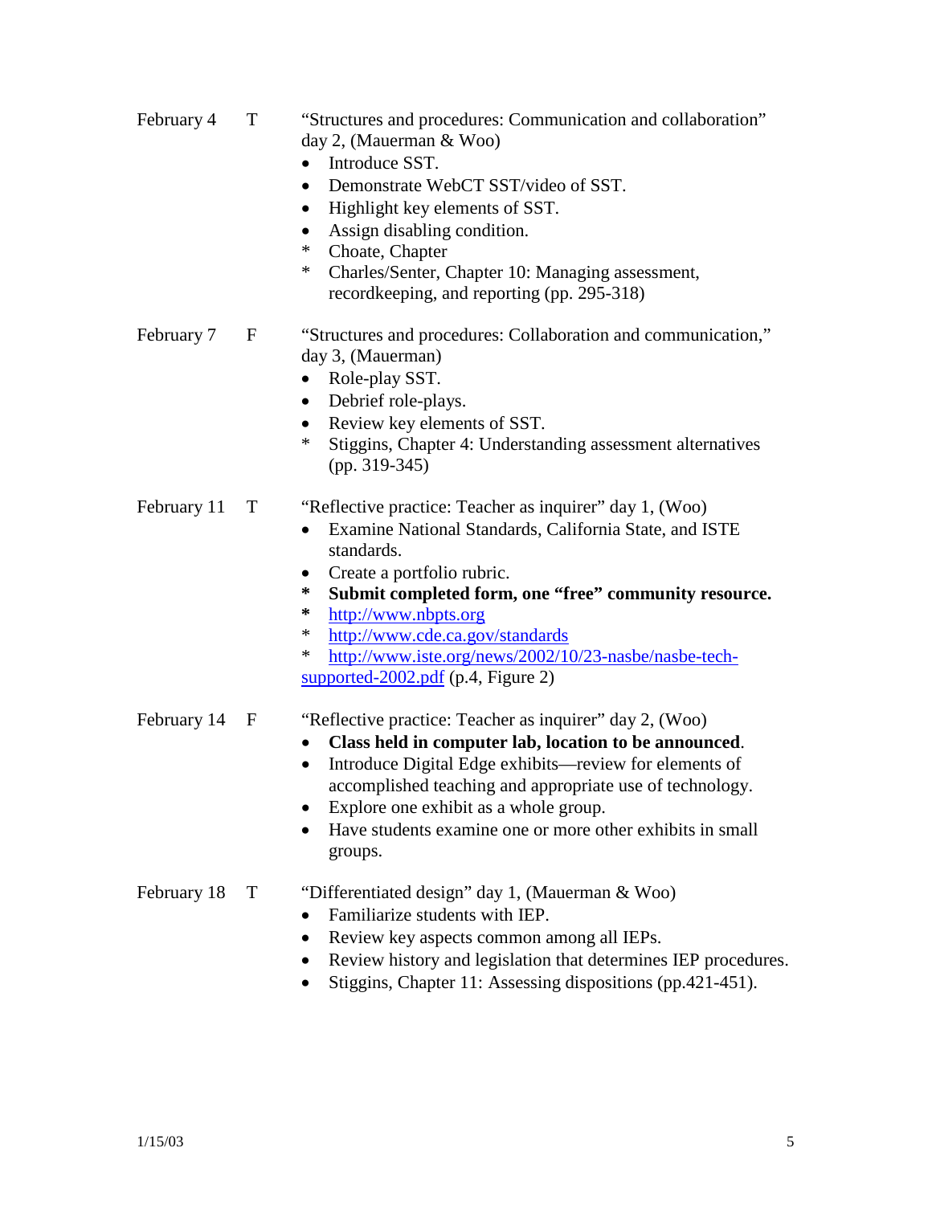February 4 T "Structures and procedures: Communication and collaboration" day 2, (Mauerman & Woo)

- Introduce SST.
- Demonstrate WebCT SST/video of SST.
- Highlight key elements of SST.
- Assign disabling condition.

\* Choate, Chapter

\* Charles/Senter, Chapter 10: Managing assessment, recordkeeping, and reporting (pp. 295-318)

February 7 F "Structures and procedures: Collaboration and communication," day 3, (Mauerman)

- Role-play SST.
- Debrief role-plays.
- Review key elements of SST.

\* Stiggins, Chapter 4: Understanding assessment alternatives (pp. 319-345)

February 11 T "Reflective practice: Teacher as inquirer" day 1, (Woo)

- Examine National Standards, California State, and ISTE standards.
- Create a portfolio rubric.

**\* Submit completed form, one "free" community resource.**

**\*** http://www.nbpts.org

\* http://www.cde.ca.gov/standards

\* http://www.iste.org/news/2002/10/23-nasbe/nasbe-tech-supported-2002.pdf (p.4, Figure 2)

February 14 F "Reflective practice: Teacher as inquirer" day 2, (Woo)

- **Class held in computer lab, location to be announced**.
- Introduce Digital Edge exhibits—review for elements of accomplished teaching and appropriate use of technology.
- Explore one exhibit as a whole group.
- Have students examine one or more other exhibits in small groups.

February 18 T "Differentiated design" day 1, (Mauerman & Woo)

- Familiarize students with IEP.
- Review key aspects common among all IEPs.
- Review history and legislation that determines IEP procedures.
- Stiggins, Chapter 11: Assessing dispositions (pp.421-451).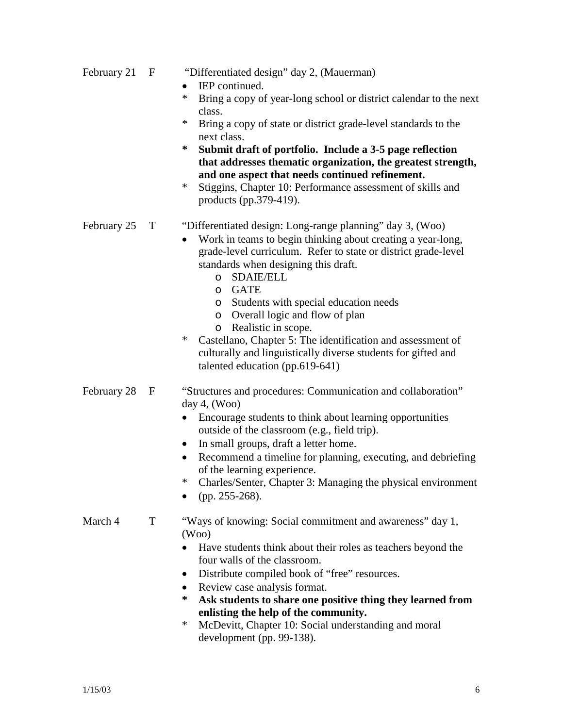February 21 F "Differentiated design" day 2, (Mauerman)

- IEP continued.
- \* Bring a copy of year-long school or district calendar to the next class.
- \* Bring a copy of state or district grade-level standards to the next class.
- **\* Submit draft of portfolio. Include a 3-5 page reflection that addresses thematic organization, the greatest strength, and one aspect that needs continued refinement.**
- \* Stiggins, Chapter 10: Performance assessment of skills and products (pp.379-419).

February 25 T "Differentiated design: Long-range planning" day 3, (Woo)

- Work in teams to begin thinking about creating a year-long, grade-level curriculum. Refer to state or district grade-level standards when designing this draft.
  - SDAIE/ELL
  - GATE
  - Students with special education needs
  - Overall logic and flow of plan
  - Realistic in scope.
- \* Castellano, Chapter 5: The identification and assessment of culturally and linguistically diverse students for gifted and talented education (pp.619-641)

February 28 F "Structures and procedures: Communication and collaboration" day 4, (Woo)

- Encourage students to think about learning opportunities outside of the classroom (e.g., field trip).
- In small groups, draft a letter home.
- Recommend a timeline for planning, executing, and debriefing of the learning experience.
- \* Charles/Senter, Chapter 3: Managing the physical environment
- (pp. 255-268).

March 4 T "Ways of knowing: Social commitment and awareness" day 1, (Woo)

- Have students think about their roles as teachers beyond the four walls of the classroom.
- Distribute compiled book of "free" resources.
- Review case analysis format.
- **\* Ask students to share one positive thing they learned from enlisting the help of the community.**
- \* McDevitt, Chapter 10: Social understanding and moral development (pp. 99-138).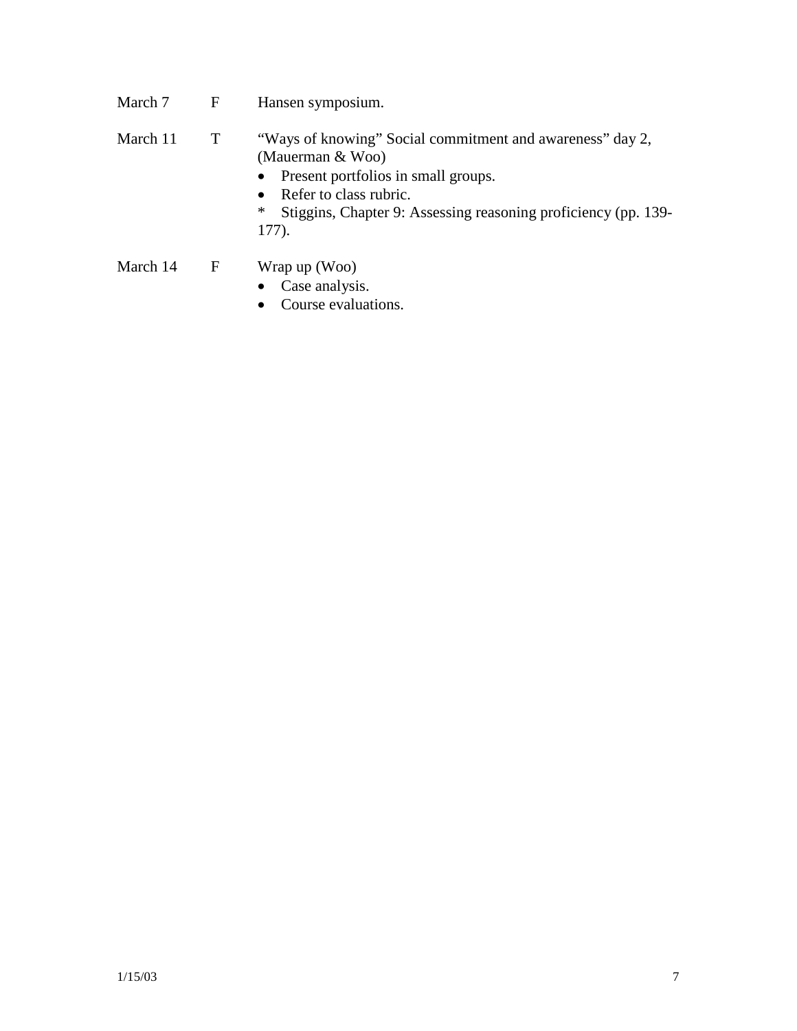| | | |
|---|---|---|
| March 7 | F | Hansen symposium. |
| March 11 | T | "Ways of knowing" Social commitment and awareness" day 2, (Mauerman & Woo)<br>• Present portfolios in small groups.<br>• Refer to class rubric.<br>* Stiggins, Chapter 9: Assessing reasoning proficiency (pp. 139-177). |
| March 14 | F | Wrap up (Woo)<br>• Case analysis.<br>• Course evaluations. |

1/15/03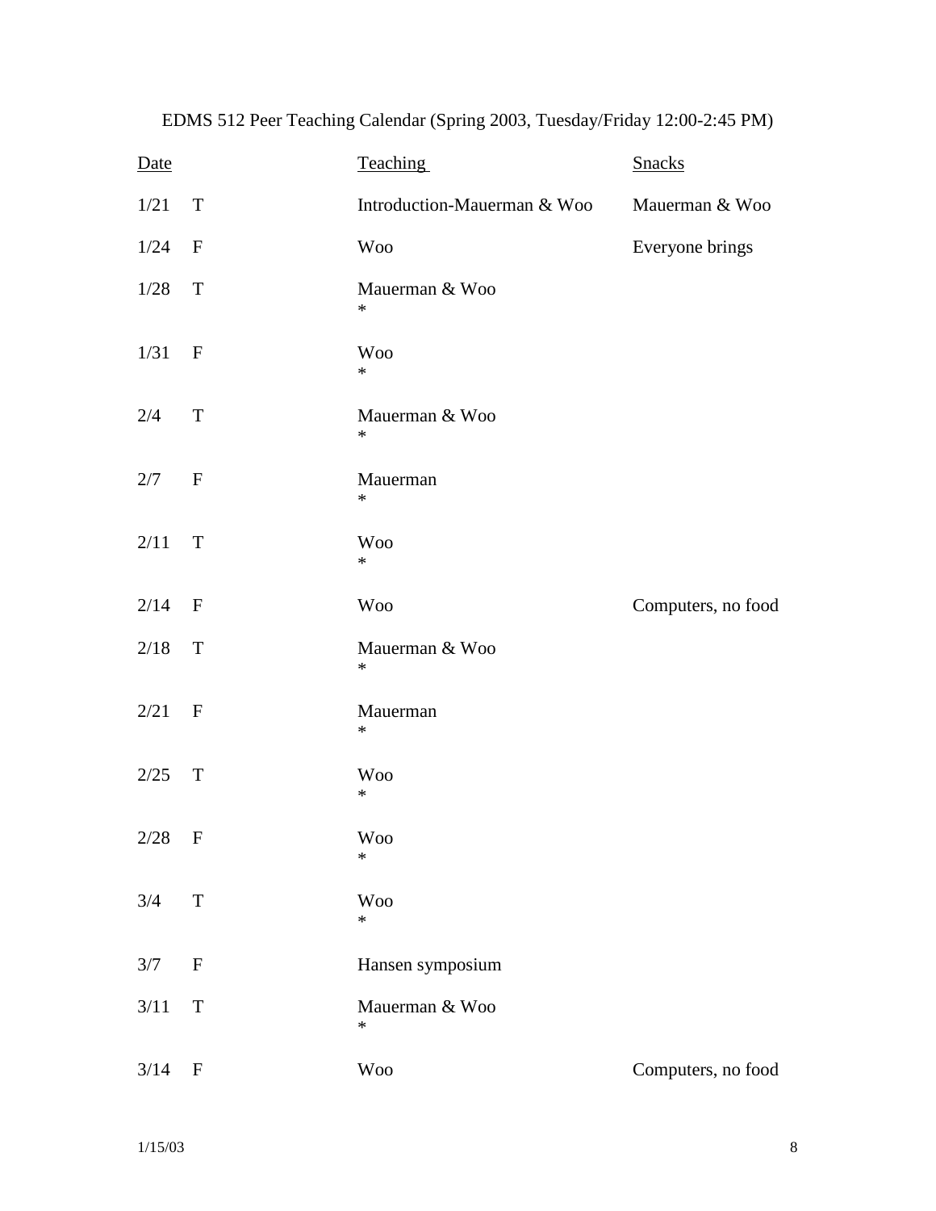EDMS 512 Peer Teaching Calendar (Spring 2003, Tuesday/Friday 12:00-2:45 PM)

| Date | | Teaching | Snacks |
|---|---|---|---|
| 1/21 | T | Introduction-Mauerman & Woo | Mauerman & Woo |
| 1/24 | F | Woo | Everyone brings |
| 1/28 | T | Mauerman & Woo<br>* | |
| 1/31 | F | Woo<br>* | |
| 2/4 | T | Mauerman & Woo<br>* | |
| 2/7 | F | Mauerman<br>* | |
| 2/11 | T | Woo<br>* | |
| 2/14 | F | Woo | Computers, no food |
| 2/18 | T | Mauerman & Woo<br>* | |
| 2/21 | F | Mauerman<br>* | |
| 2/25 | T | Woo<br>* | |
| 2/28 | F | Woo<br>* | |
| 3/4 | T | Woo<br>* | |
| 3/7 | F | Hansen symposium | |
| 3/11 | T | Mauerman & Woo<br>* | |
| 3/14 | F | Woo | Computers, no food |

1/15/03